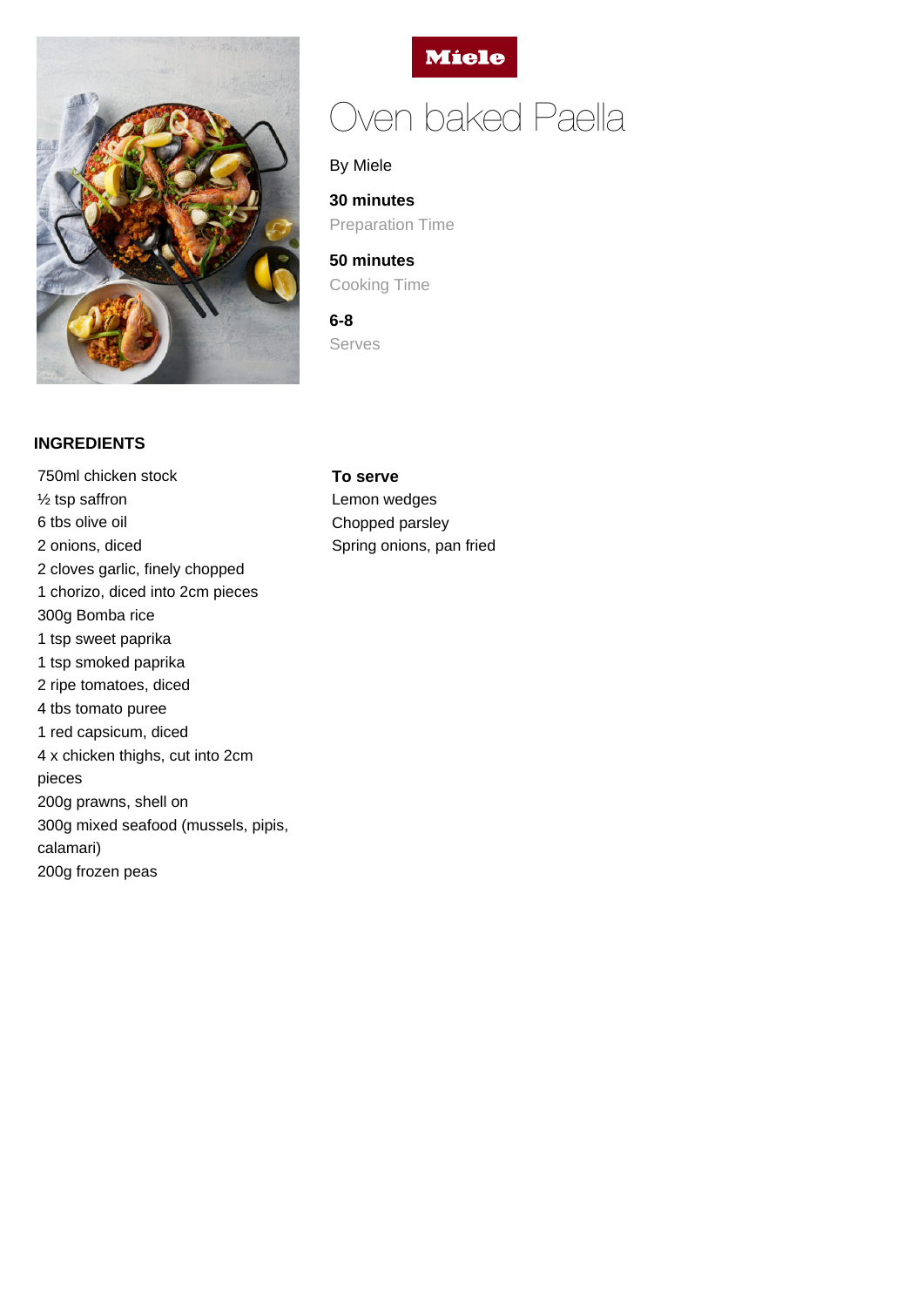Miele

# Oven baked Paella

By Miele

**30 minutes**
Preparation Time

**50 minutes**
Cooking Time

**6-8**
Serves

## INGREDIENTS

750ml chicken stock
½ tsp saffron
6 tbs olive oil
2 onions, diced
2 cloves garlic, finely chopped
1 chorizo, diced into 2cm pieces
300g Bomba rice
1 tsp sweet paprika
1 tsp smoked paprika
2 ripe tomatoes, diced
4 tbs tomato puree
1 red capsicum, diced
4 x chicken thighs, cut into 2cm pieces
200g prawns, shell on
300g mixed seafood (mussels, pipis, calamari)
200g frozen peas

**To serve**
Lemon wedges
Chopped parsley
Spring onions, pan fried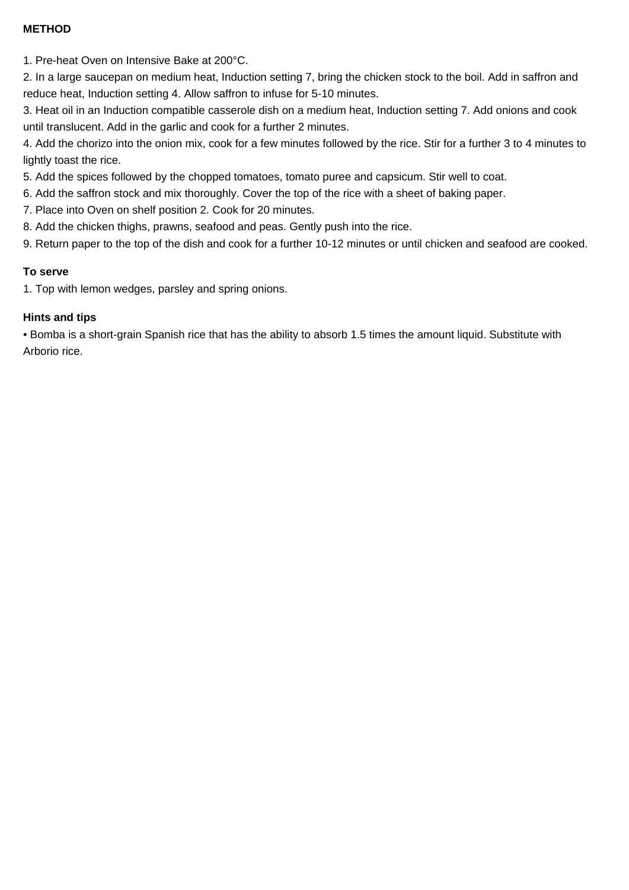**METHOD**

1. Pre-heat Oven on Intensive Bake at 200°C.
2. In a large saucepan on medium heat, Induction setting 7, bring the chicken stock to the boil. Add in saffron and reduce heat, Induction setting 4. Allow saffron to infuse for 5-10 minutes.
3. Heat oil in an Induction compatible casserole dish on a medium heat, Induction setting 7. Add onions and cook until translucent. Add in the garlic and cook for a further 2 minutes.
4. Add the chorizo into the onion mix, cook for a few minutes followed by the rice. Stir for a further 3 to 4 minutes to lightly toast the rice.
5. Add the spices followed by the chopped tomatoes, tomato puree and capsicum. Stir well to coat.
6. Add the saffron stock and mix thoroughly. Cover the top of the rice with a sheet of baking paper.
7. Place into Oven on shelf position 2. Cook for 20 minutes.
8. Add the chicken thighs, prawns, seafood and peas. Gently push into the rice.
9. Return paper to the top of the dish and cook for a further 10-12 minutes or until chicken and seafood are cooked.

**To serve**

1. Top with lemon wedges, parsley and spring onions.

**Hints and tips**

• Bomba is a short-grain Spanish rice that has the ability to absorb 1.5 times the amount liquid. Substitute with Arborio rice.